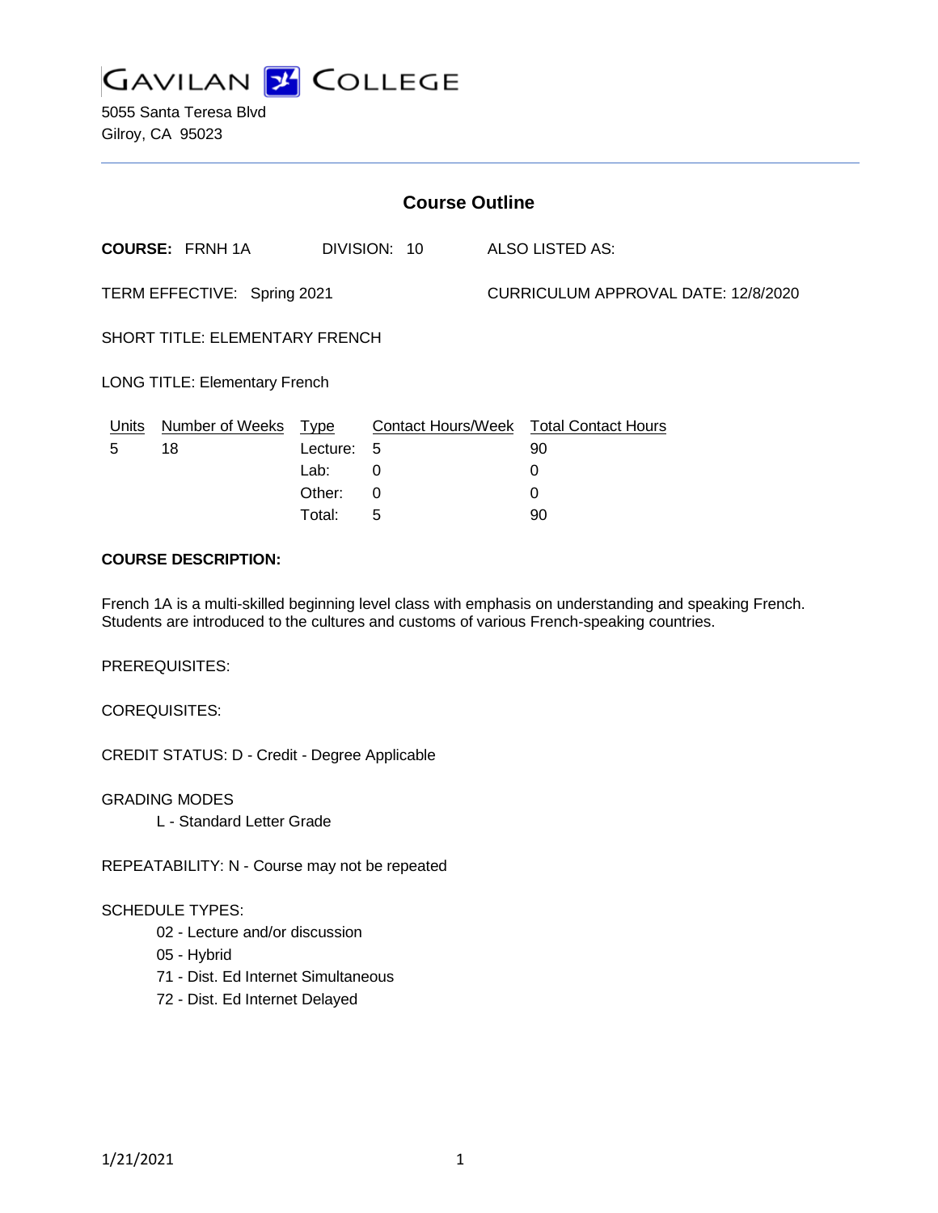# GAVILAN COLLEGE

5055 Santa Teresa Blvd
Gilroy, CA 95023

## Course Outline

**COURSE:** FRNH 1A DIVISION: 10 ALSO LISTED AS:

TERM EFFECTIVE: Spring 2021 CURRICULUM APPROVAL DATE: 12/8/2020

SHORT TITLE: ELEMENTARY FRENCH

LONG TITLE: Elementary French

| Units | Number of Weeks | Type | Contact Hours/Week | Total Contact Hours |
|---|---|---|---|---|
| 5 | 18 | Lecture: | 5 | 90 |
| | | Lab: | 0 | 0 |
| | | Other: | 0 | 0 |
| | | Total: | 5 | 90 |

**COURSE DESCRIPTION:**

French 1A is a multi-skilled beginning level class with emphasis on understanding and speaking French. Students are introduced to the cultures and customs of various French-speaking countries.

PREREQUISITES:

COREQUISITES:

CREDIT STATUS: D - Credit - Degree Applicable

GRADING MODES

L - Standard Letter Grade

REPEATABILITY: N - Course may not be repeated

SCHEDULE TYPES:

02 - Lecture and/or discussion
05 - Hybrid
71 - Dist. Ed Internet Simultaneous
72 - Dist. Ed Internet Delayed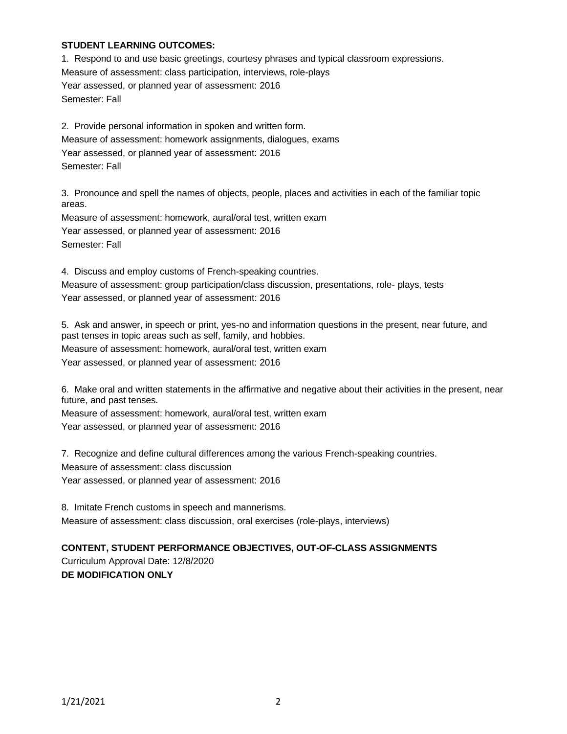**STUDENT LEARNING OUTCOMES:**

1. Respond to and use basic greetings, courtesy phrases and typical classroom expressions.
Measure of assessment: class participation, interviews, role-plays
Year assessed, or planned year of assessment: 2016
Semester: Fall

2. Provide personal information in spoken and written form.
Measure of assessment: homework assignments, dialogues, exams
Year assessed, or planned year of assessment: 2016
Semester: Fall

3. Pronounce and spell the names of objects, people, places and activities in each of the familiar topic areas.
Measure of assessment: homework, aural/oral test, written exam
Year assessed, or planned year of assessment: 2016
Semester: Fall

4. Discuss and employ customs of French-speaking countries.
Measure of assessment: group participation/class discussion, presentations, role- plays, tests
Year assessed, or planned year of assessment: 2016

5. Ask and answer, in speech or print, yes-no and information questions in the present, near future, and past tenses in topic areas such as self, family, and hobbies.
Measure of assessment: homework, aural/oral test, written exam
Year assessed, or planned year of assessment: 2016

6. Make oral and written statements in the affirmative and negative about their activities in the present, near future, and past tenses.
Measure of assessment: homework, aural/oral test, written exam
Year assessed, or planned year of assessment: 2016

7. Recognize and define cultural differences among the various French-speaking countries.
Measure of assessment: class discussion
Year assessed, or planned year of assessment: 2016

8. Imitate French customs in speech and mannerisms.
Measure of assessment: class discussion, oral exercises (role-plays, interviews)

**CONTENT, STUDENT PERFORMANCE OBJECTIVES, OUT-OF-CLASS ASSIGNMENTS**

Curriculum Approval Date: 12/8/2020

**DE MODIFICATION ONLY**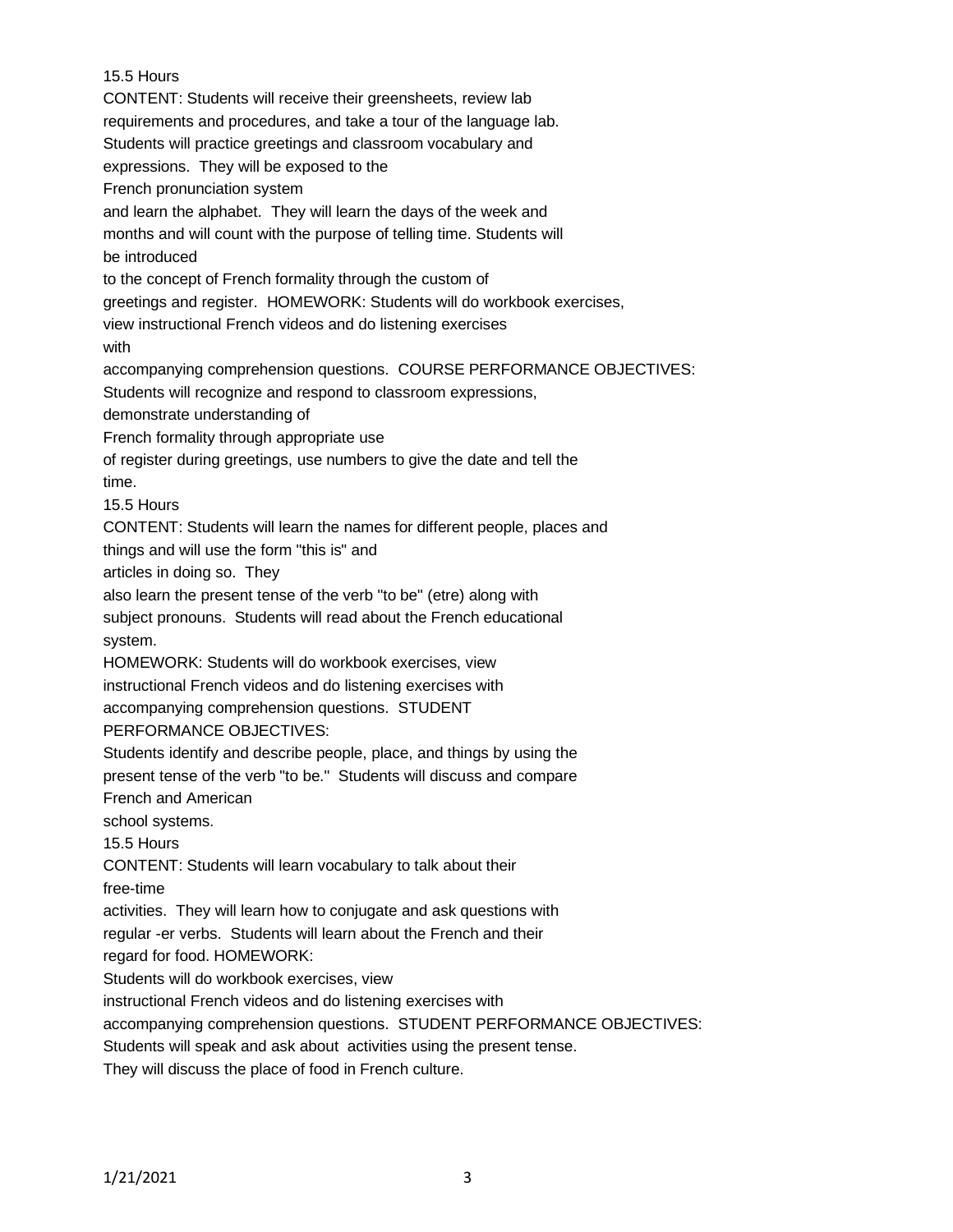15.5 Hours

CONTENT: Students will receive their greensheets, review lab requirements and procedures, and take a tour of the language lab. Students will practice greetings and classroom vocabulary and expressions. They will be exposed to the French pronunciation system and learn the alphabet. They will learn the days of the week and months and will count with the purpose of telling time. Students will be introduced to the concept of French formality through the custom of greetings and register. HOMEWORK: Students will do workbook exercises, view instructional French videos and do listening exercises with accompanying comprehension questions. COURSE PERFORMANCE OBJECTIVES: Students will recognize and respond to classroom expressions, demonstrate understanding of French formality through appropriate use of register during greetings, use numbers to give the date and tell the time.

15.5 Hours

CONTENT: Students will learn the names for different people, places and things and will use the form "this is" and articles in doing so. They also learn the present tense of the verb "to be" (etre) along with subject pronouns. Students will read about the French educational system. HOMEWORK: Students will do workbook exercises, view instructional French videos and do listening exercises with accompanying comprehension questions. STUDENT PERFORMANCE OBJECTIVES: Students identify and describe people, place, and things by using the present tense of the verb "to be." Students will discuss and compare French and American school systems.

15.5 Hours

CONTENT: Students will learn vocabulary to talk about their free-time activities. They will learn how to conjugate and ask questions with regular -er verbs. Students will learn about the French and their regard for food. HOMEWORK: Students will do workbook exercises, view instructional French videos and do listening exercises with accompanying comprehension questions. STUDENT PERFORMANCE OBJECTIVES: Students will speak and ask about activities using the present tense. They will discuss the place of food in French culture.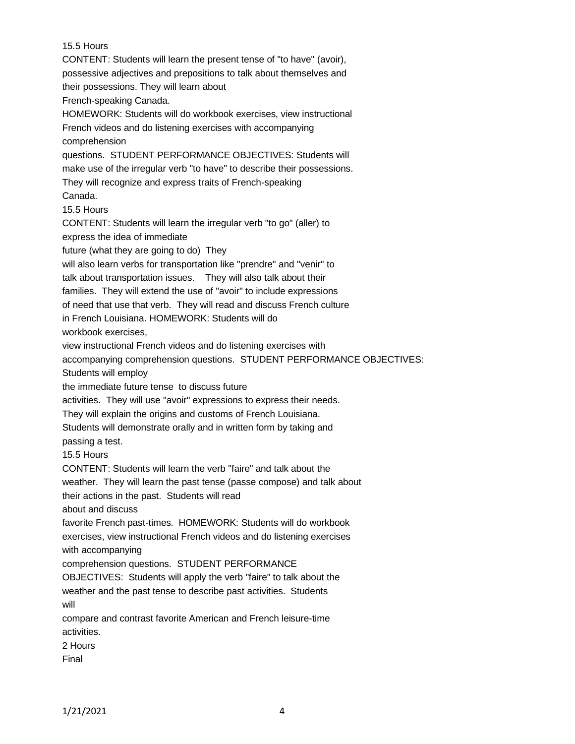15.5 Hours

CONTENT: Students will learn the present tense of "to have" (avoir), possessive adjectives and prepositions to talk about themselves and their possessions. They will learn about French-speaking Canada.

HOMEWORK: Students will do workbook exercises, view instructional French videos and do listening exercises with accompanying comprehension questions. STUDENT PERFORMANCE OBJECTIVES: Students will make use of the irregular verb "to have" to describe their possessions. They will recognize and express traits of French-speaking Canada.

15.5 Hours

CONTENT: Students will learn the irregular verb "to go" (aller) to express the idea of immediate future (what they are going to do) They will also learn verbs for transportation like "prendre" and "venir" to talk about transportation issues. They will also talk about their families. They will extend the use of "avoir" to include expressions of need that use that verb. They will read and discuss French culture in French Louisiana. HOMEWORK: Students will do workbook exercises, view instructional French videos and do listening exercises with accompanying comprehension questions. STUDENT PERFORMANCE OBJECTIVES: Students will employ the immediate future tense to discuss future activities. They will use "avoir" expressions to express their needs. They will explain the origins and customs of French Louisiana. Students will demonstrate orally and in written form by taking and passing a test.

15.5 Hours

CONTENT: Students will learn the verb "faire" and talk about the weather. They will learn the past tense (passe compose) and talk about their actions in the past. Students will read about and discuss favorite French past-times. HOMEWORK: Students will do workbook exercises, view instructional French videos and do listening exercises with accompanying comprehension questions. STUDENT PERFORMANCE OBJECTIVES: Students will apply the verb "faire" to talk about the weather and the past tense to describe past activities. Students will compare and contrast favorite American and French leisure-time activities.

2 Hours

Final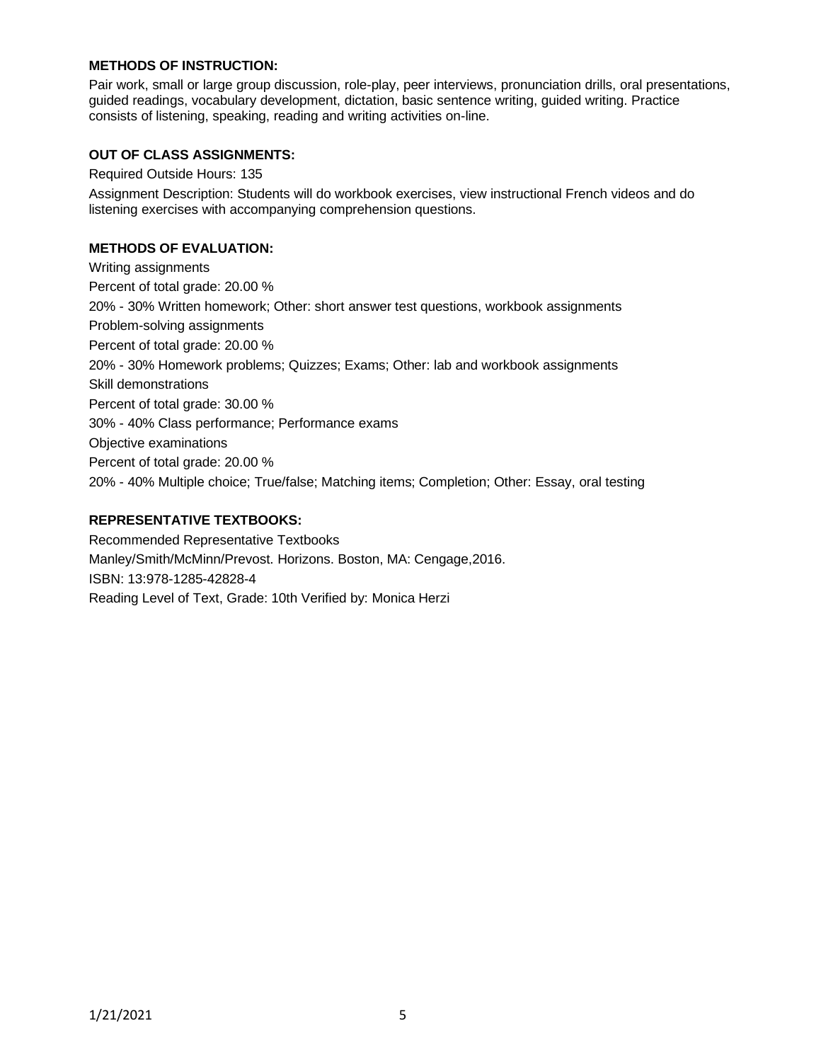**METHODS OF INSTRUCTION:**

Pair work, small or large group discussion, role-play, peer interviews, pronunciation drills, oral presentations, guided readings, vocabulary development, dictation, basic sentence writing, guided writing. Practice consists of listening, speaking, reading and writing activities on-line.

**OUT OF CLASS ASSIGNMENTS:**

Required Outside Hours: 135

Assignment Description: Students will do workbook exercises, view instructional French videos and do listening exercises with accompanying comprehension questions.

**METHODS OF EVALUATION:**

Writing assignments

Percent of total grade: 20.00 %

20% - 30% Written homework; Other: short answer test questions, workbook assignments

Problem-solving assignments

Percent of total grade: 20.00 %

20% - 30% Homework problems; Quizzes; Exams; Other: lab and workbook assignments

Skill demonstrations

Percent of total grade: 30.00 %

30% - 40% Class performance; Performance exams

Objective examinations

Percent of total grade: 20.00 %

20% - 40% Multiple choice; True/false; Matching items; Completion; Other: Essay, oral testing

**REPRESENTATIVE TEXTBOOKS:**

Recommended Representative Textbooks

Manley/Smith/McMinn/Prevost. Horizons. Boston, MA: Cengage,2016.

ISBN: 13:978-1285-42828-4

Reading Level of Text, Grade: 10th Verified by: Monica Herzi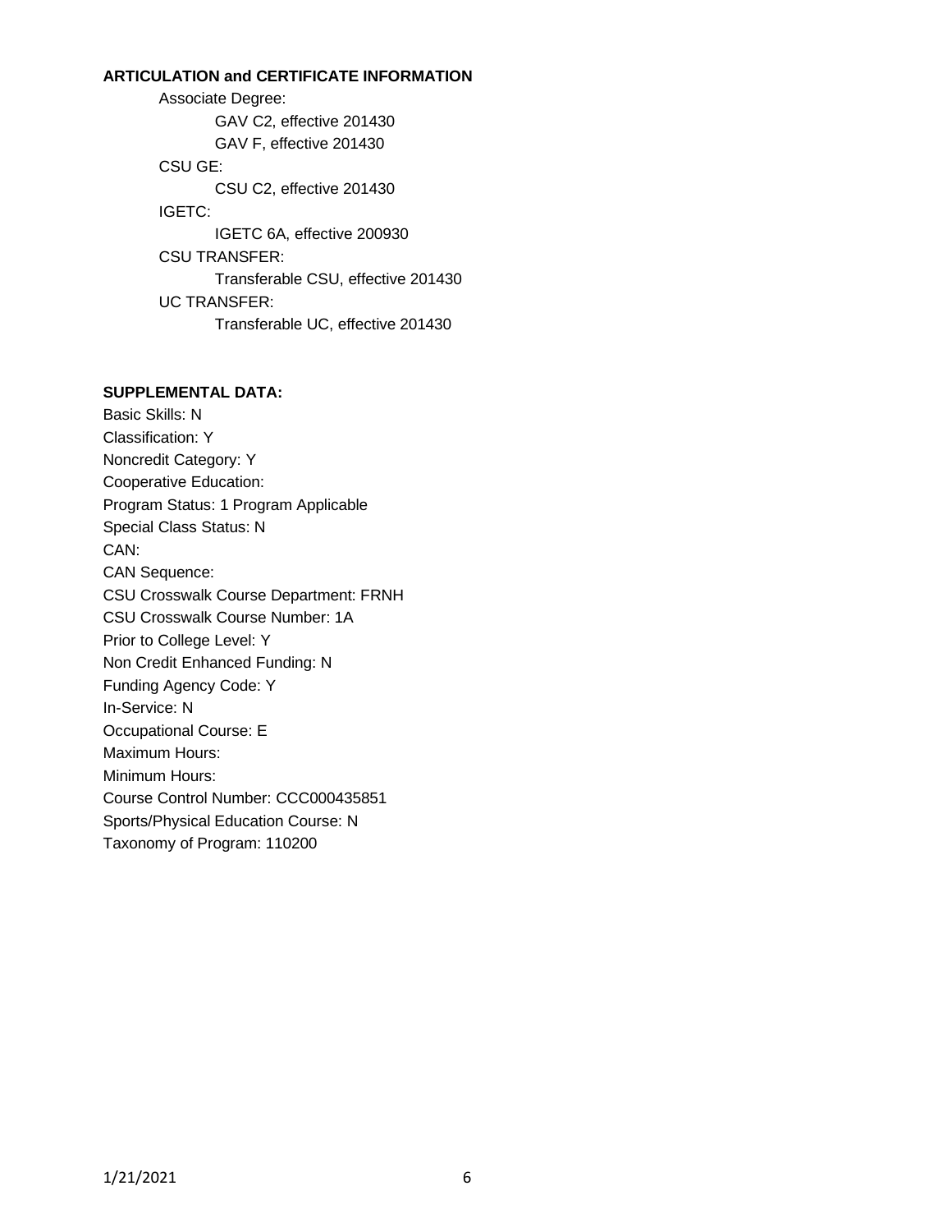**ARTICULATION and CERTIFICATE INFORMATION**

Associate Degree:
- GAV C2, effective 201430
- GAV F, effective 201430

CSU GE:
- CSU C2, effective 201430

IGETC:
- IGETC 6A, effective 200930

CSU TRANSFER:
- Transferable CSU, effective 201430

UC TRANSFER:
- Transferable UC, effective 201430

**SUPPLEMENTAL DATA:**

Basic Skills: N
Classification: Y
Noncredit Category: Y
Cooperative Education:
Program Status: 1 Program Applicable
Special Class Status: N
CAN:
CAN Sequence:
CSU Crosswalk Course Department: FRNH
CSU Crosswalk Course Number: 1A
Prior to College Level: Y
Non Credit Enhanced Funding: N
Funding Agency Code: Y
In-Service: N
Occupational Course: E
Maximum Hours:
Minimum Hours:
Course Control Number: CCC000435851
Sports/Physical Education Course: N
Taxonomy of Program: 110200